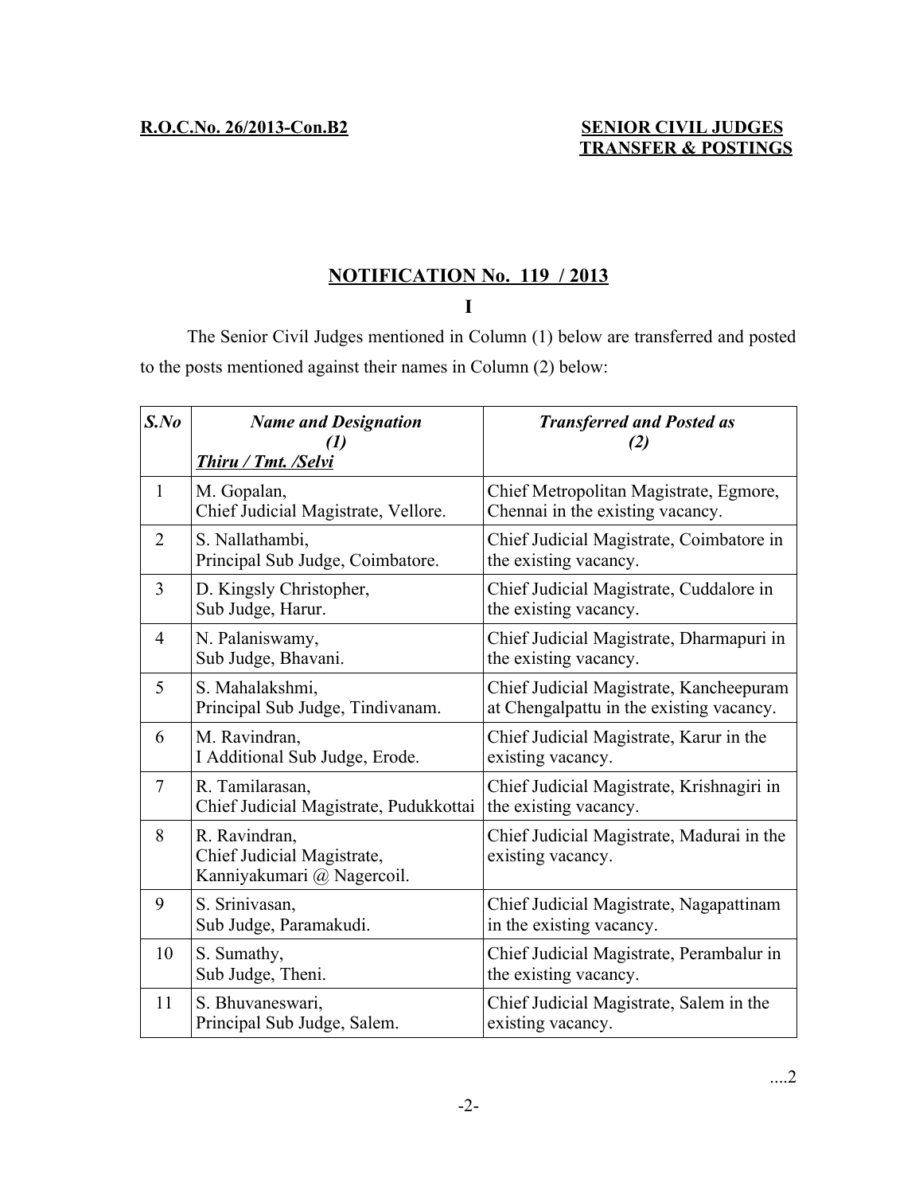**R.O.C.No. 26/2013-Con.B2**

**SENIOR CIVIL JUDGES TRANSFER & POSTINGS**

## NOTIFICATION No. 119 / 2013

### I

The Senior Civil Judges mentioned in Column (1) below are transferred and posted to the posts mentioned against their names in Column (2) below:

| *S.No* | *Name and Designation (1)* ***Thiru / Tmt. /Selvi*** | *Transferred and Posted as (2)* |
|---|---|---|
| 1 | M. Gopalan, Chief Judicial Magistrate, Vellore. | Chief Metropolitan Magistrate, Egmore, Chennai in the existing vacancy. |
| 2 | S. Nallathambi, Principal Sub Judge, Coimbatore. | Chief Judicial Magistrate, Coimbatore in the existing vacancy. |
| 3 | D. Kingsly Christopher, Sub Judge, Harur. | Chief Judicial Magistrate, Cuddalore in the existing vacancy. |
| 4 | N. Palaniswamy, Sub Judge, Bhavani. | Chief Judicial Magistrate, Dharmapuri in the existing vacancy. |
| 5 | S. Mahalakshmi, Principal Sub Judge, Tindivanam. | Chief Judicial Magistrate, Kancheepuram at Chengalpattu in the existing vacancy. |
| 6 | M. Ravindran, I Additional Sub Judge, Erode. | Chief Judicial Magistrate, Karur in the existing vacancy. |
| 7 | R. Tamilarasan, Chief Judicial Magistrate, Pudukkottai | Chief Judicial Magistrate, Krishnagiri in the existing vacancy. |
| 8 | R. Ravindran, Chief Judicial Magistrate, Kanniyakumari @ Nagercoil. | Chief Judicial Magistrate, Madurai in the existing vacancy. |
| 9 | S. Srinivasan, Sub Judge, Paramakudi. | Chief Judicial Magistrate, Nagapattinam in the existing vacancy. |
| 10 | S. Sumathy, Sub Judge, Theni. | Chief Judicial Magistrate, Perambalur in the existing vacancy. |
| 11 | S. Bhuvaneswari, Principal Sub Judge, Salem. | Chief Judicial Magistrate, Salem in the existing vacancy. |

....2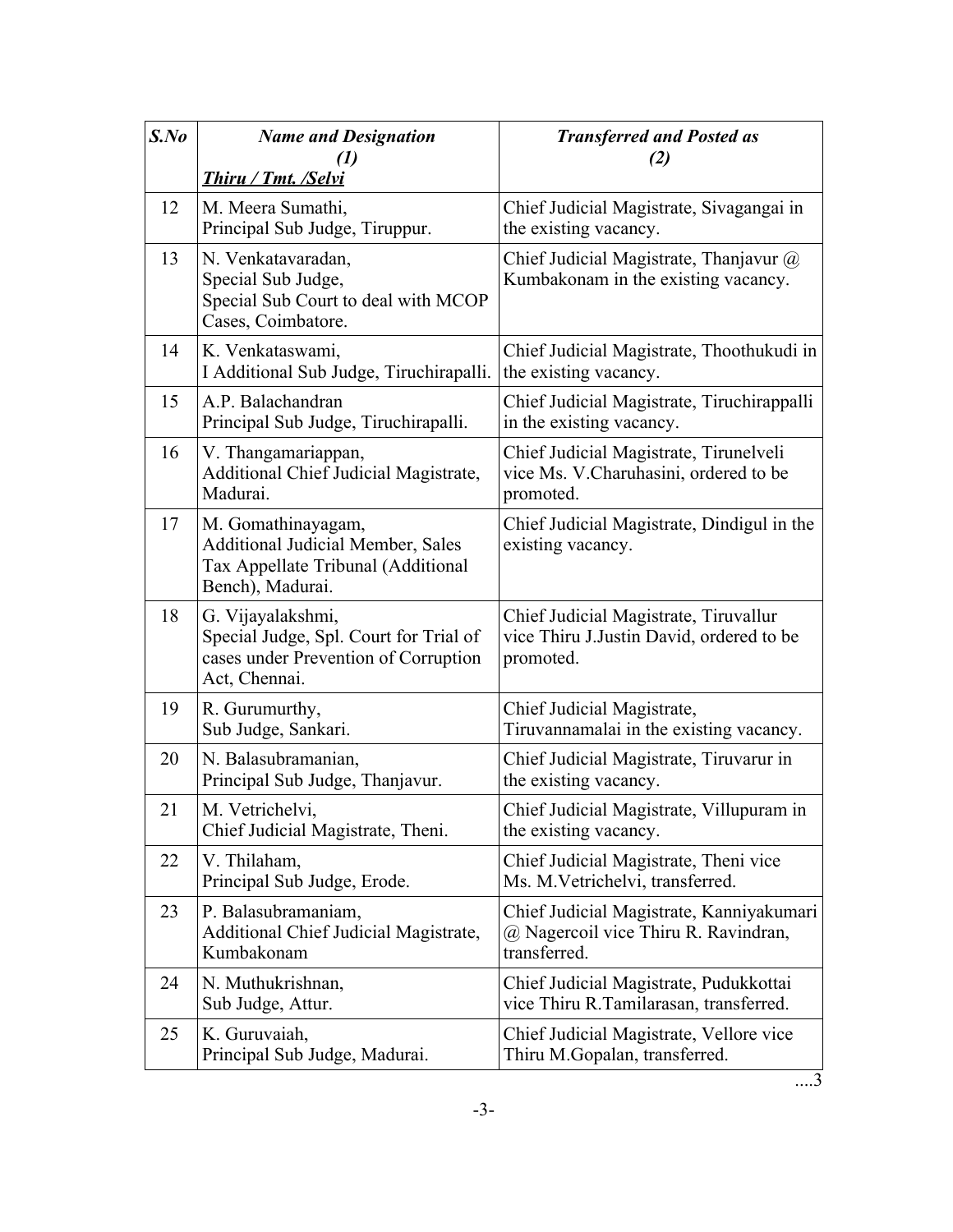| *S.No* | *Name and Designation* *(1)* ***Thiru / Tmt. /Selvi*** | *Transferred and Posted as* *(2)* |
|---|---|---|
| 12 | M. Meera Sumathi, Principal Sub Judge, Tiruppur. | Chief Judicial Magistrate, Sivagangai in the existing vacancy. |
| 13 | N. Venkatavaradan, Special Sub Judge, Special Sub Court to deal with MCOP Cases, Coimbatore. | Chief Judicial Magistrate, Thanjavur @ Kumbakonam in the existing vacancy. |
| 14 | K. Venkataswami, I Additional Sub Judge, Tiruchirapalli. | Chief Judicial Magistrate, Thoothukudi in the existing vacancy. |
| 15 | A.P. Balachandran Principal Sub Judge, Tiruchirapalli. | Chief Judicial Magistrate, Tiruchirappalli in the existing vacancy. |
| 16 | V. Thangamariappan, Additional Chief Judicial Magistrate, Madurai. | Chief Judicial Magistrate, Tirunelveli vice Ms. V.Charuhasini, ordered to be promoted. |
| 17 | M. Gomathinayagam, Additional Judicial Member, Sales Tax Appellate Tribunal (Additional Bench), Madurai. | Chief Judicial Magistrate, Dindigul in the existing vacancy. |
| 18 | G. Vijayalakshmi, Special Judge, Spl. Court for Trial of cases under Prevention of Corruption Act, Chennai. | Chief Judicial Magistrate, Tiruvallur vice Thiru J.Justin David, ordered to be promoted. |
| 19 | R. Gurumurthy, Sub Judge, Sankari. | Chief Judicial Magistrate, Tiruvannamalai in the existing vacancy. |
| 20 | N. Balasubramanian, Principal Sub Judge, Thanjavur. | Chief Judicial Magistrate, Tiruvarur in the existing vacancy. |
| 21 | M. Vetrichelvi, Chief Judicial Magistrate, Theni. | Chief Judicial Magistrate, Villupuram in the existing vacancy. |
| 22 | V. Thilaham, Principal Sub Judge, Erode. | Chief Judicial Magistrate, Theni vice Ms. M.Vetrichelvi, transferred. |
| 23 | P. Balasubramaniam, Additional Chief Judicial Magistrate, Kumbakonam | Chief Judicial Magistrate, Kanniyakumari @ Nagercoil vice Thiru R. Ravindran, transferred. |
| 24 | N. Muthukrishnan, Sub Judge, Attur. | Chief Judicial Magistrate, Pudukkottai vice Thiru R.Tamilarasan, transferred. |
| 25 | K. Guruvaiah, Principal Sub Judge, Madurai. | Chief Judicial Magistrate, Vellore vice Thiru M.Gopalan, transferred. |

....3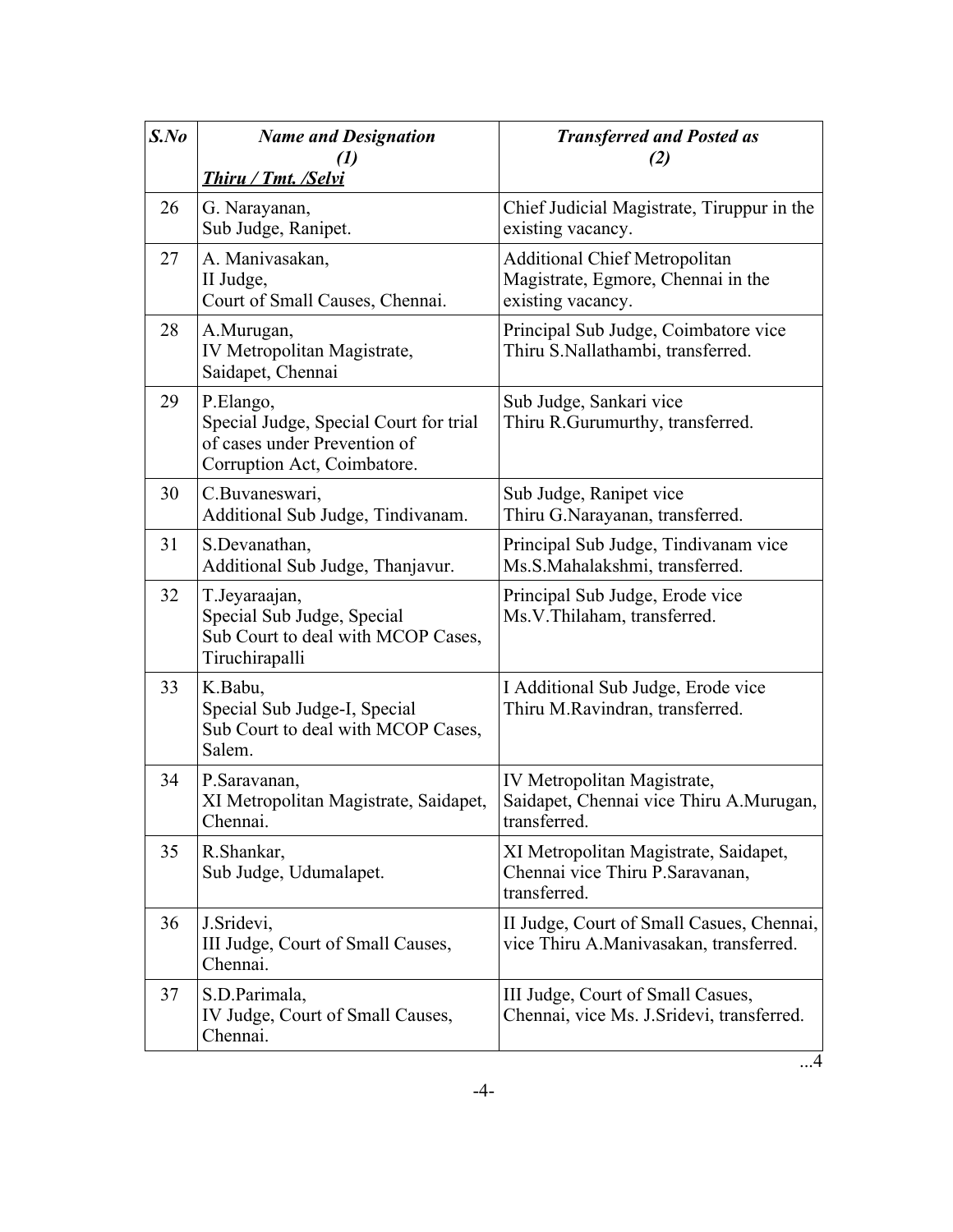| *S.No* | *Name and Designation (1)* ***Thiru / Tmt. /Selvi*** | *Transferred and Posted as (2)* |
|---|---|---|
| 26 | G. Narayanan, Sub Judge, Ranipet. | Chief Judicial Magistrate, Tiruppur in the existing vacancy. |
| 27 | A. Manivasakan, II Judge, Court of Small Causes, Chennai. | Additional Chief Metropolitan Magistrate, Egmore, Chennai in the existing vacancy. |
| 28 | A.Murugan, IV Metropolitan Magistrate, Saidapet, Chennai | Principal Sub Judge, Coimbatore vice Thiru S.Nallathambi, transferred. |
| 29 | P.Elango, Special Judge, Special Court for trial of cases under Prevention of Corruption Act, Coimbatore. | Sub Judge, Sankari vice Thiru R.Gurumurthy, transferred. |
| 30 | C.Buvaneswari, Additional Sub Judge, Tindivanam. | Sub Judge, Ranipet vice Thiru G.Narayanan, transferred. |
| 31 | S.Devanathan, Additional Sub Judge, Thanjavur. | Principal Sub Judge, Tindivanam vice Ms.S.Mahalakshmi, transferred. |
| 32 | T.Jeyaraajan, Special Sub Judge, Special Sub Court to deal with MCOP Cases, Tiruchirapalli | Principal Sub Judge, Erode vice Ms.V.Thilaham, transferred. |
| 33 | K.Babu, Special Sub Judge-I, Special Sub Court to deal with MCOP Cases, Salem. | I Additional Sub Judge, Erode vice Thiru M.Ravindran, transferred. |
| 34 | P.Saravanan, XI Metropolitan Magistrate, Saidapet, Chennai. | IV Metropolitan Magistrate, Saidapet, Chennai vice Thiru A.Murugan, transferred. |
| 35 | R.Shankar, Sub Judge, Udumalapet. | XI Metropolitan Magistrate, Saidapet, Chennai vice Thiru P.Saravanan, transferred. |
| 36 | J.Sridevi, III Judge, Court of Small Causes, Chennai. | II Judge, Court of Small Casues, Chennai, vice Thiru A.Manivasakan, transferred. |
| 37 | S.D.Parimala, IV Judge, Court of Small Causes, Chennai. | III Judge, Court of Small Casues, Chennai, vice Ms. J.Sridevi, transferred. |

...4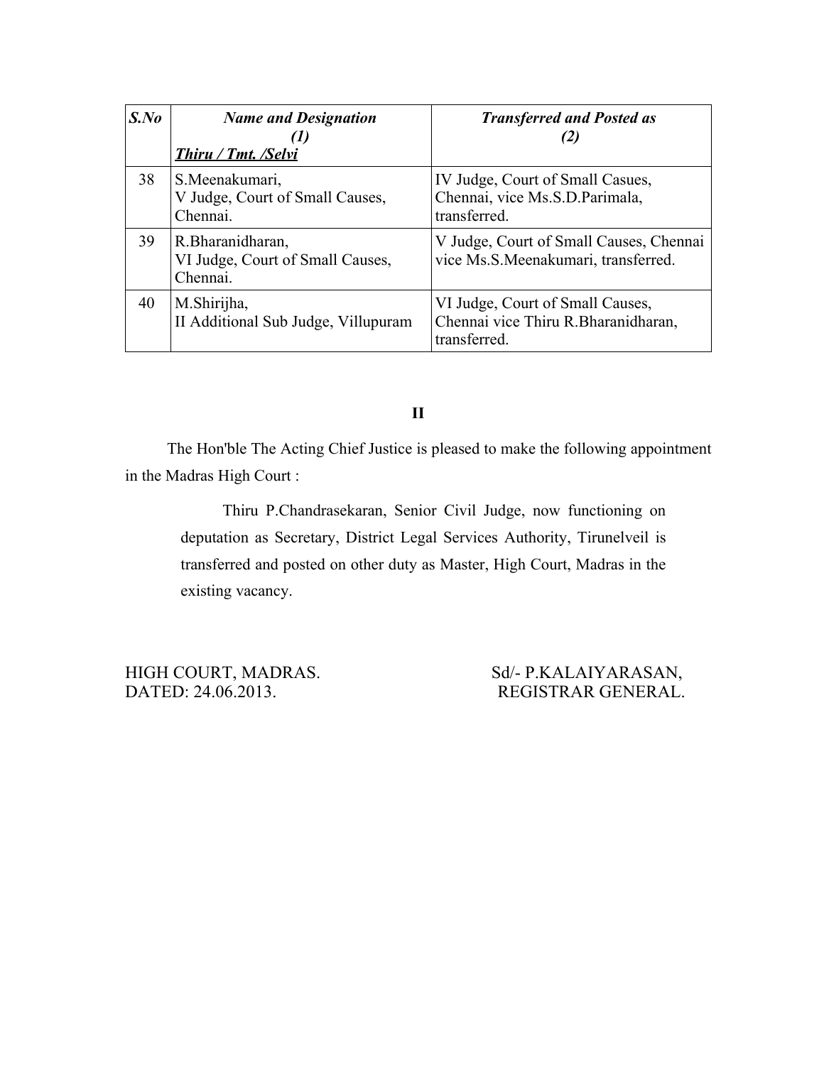| *S.No* | ***Name and Design­ation (1)*** ***<u>Thiru / Tmt. /Selvi</u>*** | ***Transferred and Posted as (2)*** |
|---|---|---|
| 38 | S.Meenakumari, V Judge, Court of Small Causes, Chennai. | IV Judge, Court of Small Casues, Chennai, vice Ms.S.D.Parimala, transferred. |
| 39 | R.Bharanidharan, VI Judge, Court of Small Causes, Chennai. | V Judge, Court of Small Causes, Chennai vice Ms.S.Meenakumari, transferred. |
| 40 | M.Shirijha, II Additional Sub Judge, Villupuram | VI Judge, Court of Small Causes, Chennai vice Thiru R.Bharanidharan, transferred. |

**II**

The Hon'ble The Acting Chief Justice is pleased to make the following appointment in the Madras High Court :

> Thiru P.Chandrasekaran, Senior Civil Judge, now functioning on deputation as Secretary, District Legal Services Authority, Tirunelveil is transferred and posted on other duty as Master, High Court, Madras in the existing vacancy.

HIGH COURT, MADRAS.
DATED: 24.06.2013.

Sd/- P.KALAIYARASAN,
REGISTRAR GENERAL.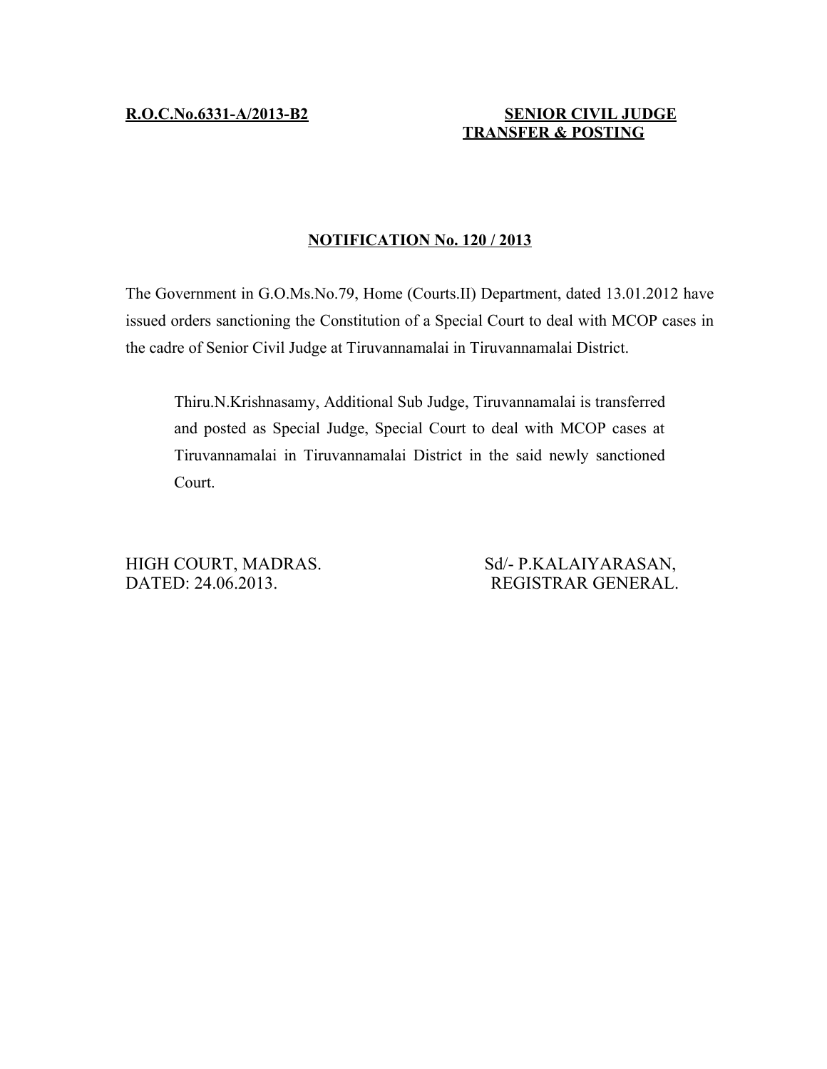**R.O.C.No.6331-A/2013-B2**

**SENIOR CIVIL JUDGE TRANSFER & POSTING**

## NOTIFICATION No. 120 / 2013

The Government in G.O.Ms.No.79, Home (Courts.II) Department, dated 13.01.2012 have issued orders sanctioning the Constitution of a Special Court to deal with MCOP cases in the cadre of Senior Civil Judge at Tiruvannamalai in Tiruvannamalai District.

Thiru.N.Krishnasamy, Additional Sub Judge, Tiruvannamalai is transferred and posted as Special Judge, Special Court to deal with MCOP cases at Tiruvannamalai in Tiruvannamalai District in the said newly sanctioned Court.

HIGH COURT, MADRAS.
DATED: 24.06.2013.

Sd/- P.KALAIYARASAN,
REGISTRAR GENERAL.